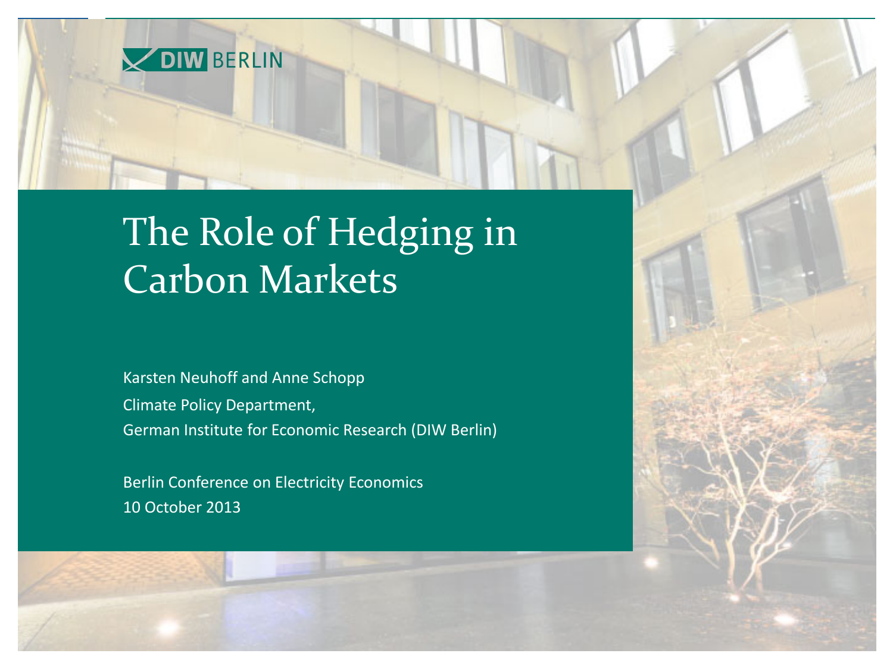DIW BERLIN

# The Role of Hedging in Carbon Markets

Karsten Neuhoff and Anne Schopp

Climate Policy Department,

German Institute for Economic Research (DIW Berlin)

Berlin Conference on Electricity Economics

10 October 2013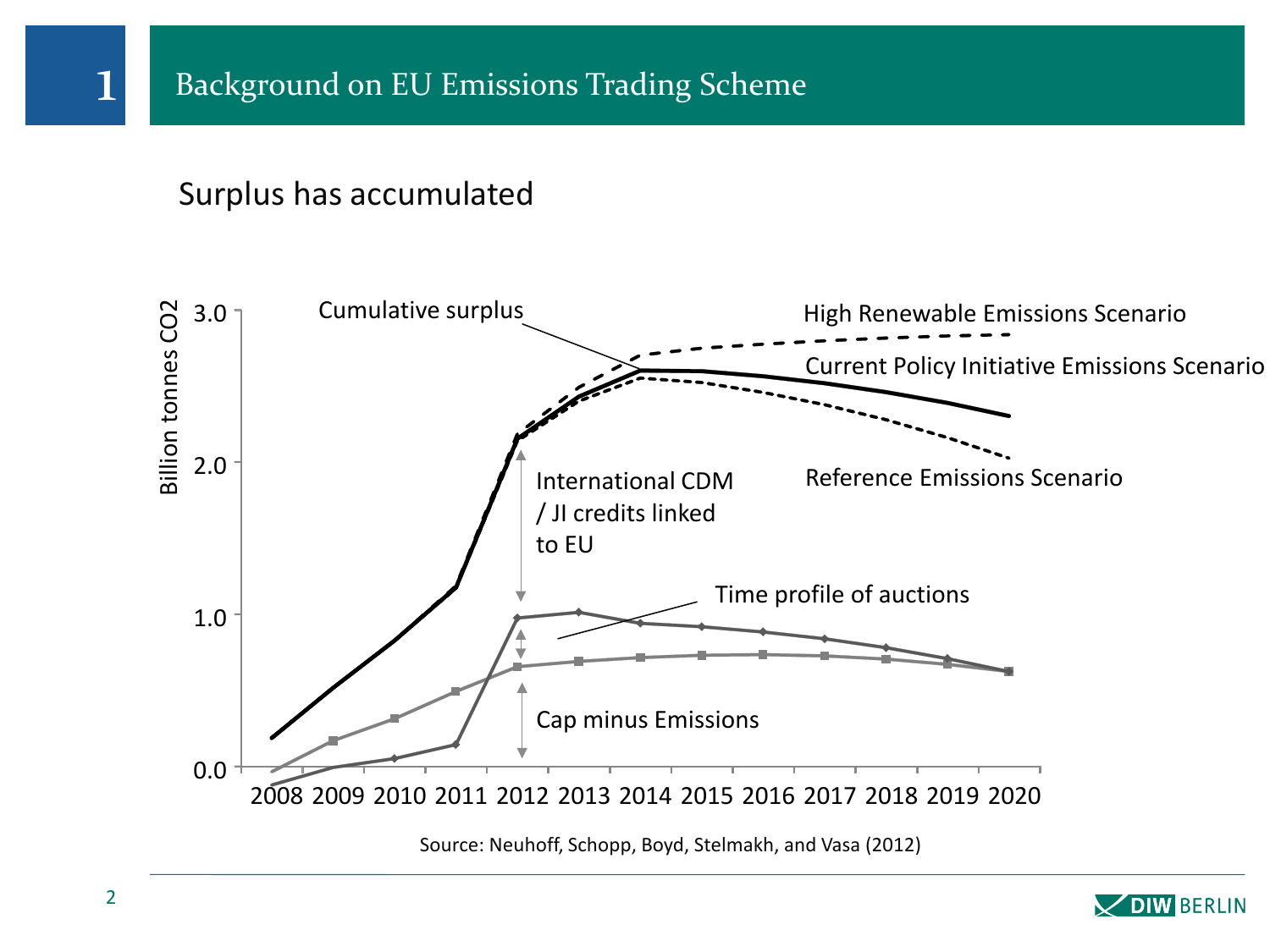# 1 Background on EU Emissions Trading Scheme

## Surplus has accumulated

Billion tonnes CO2

3.0
2.0
1.0
0.0

2008 2009 2010 2011 2012 2013 2014 2015 2016 2017 2018 2019 2020

Cumulative surplus

High Renewable Emissions Scenario

Current Policy Initiative Emissions Scenario

Reference Emissions Scenario

International CDM / JI credits linked to EU

Time profile of auctions

Cap minus Emissions

Source: Neuhoff, Schopp, Boyd, Stelmakh, and Vasa (2012)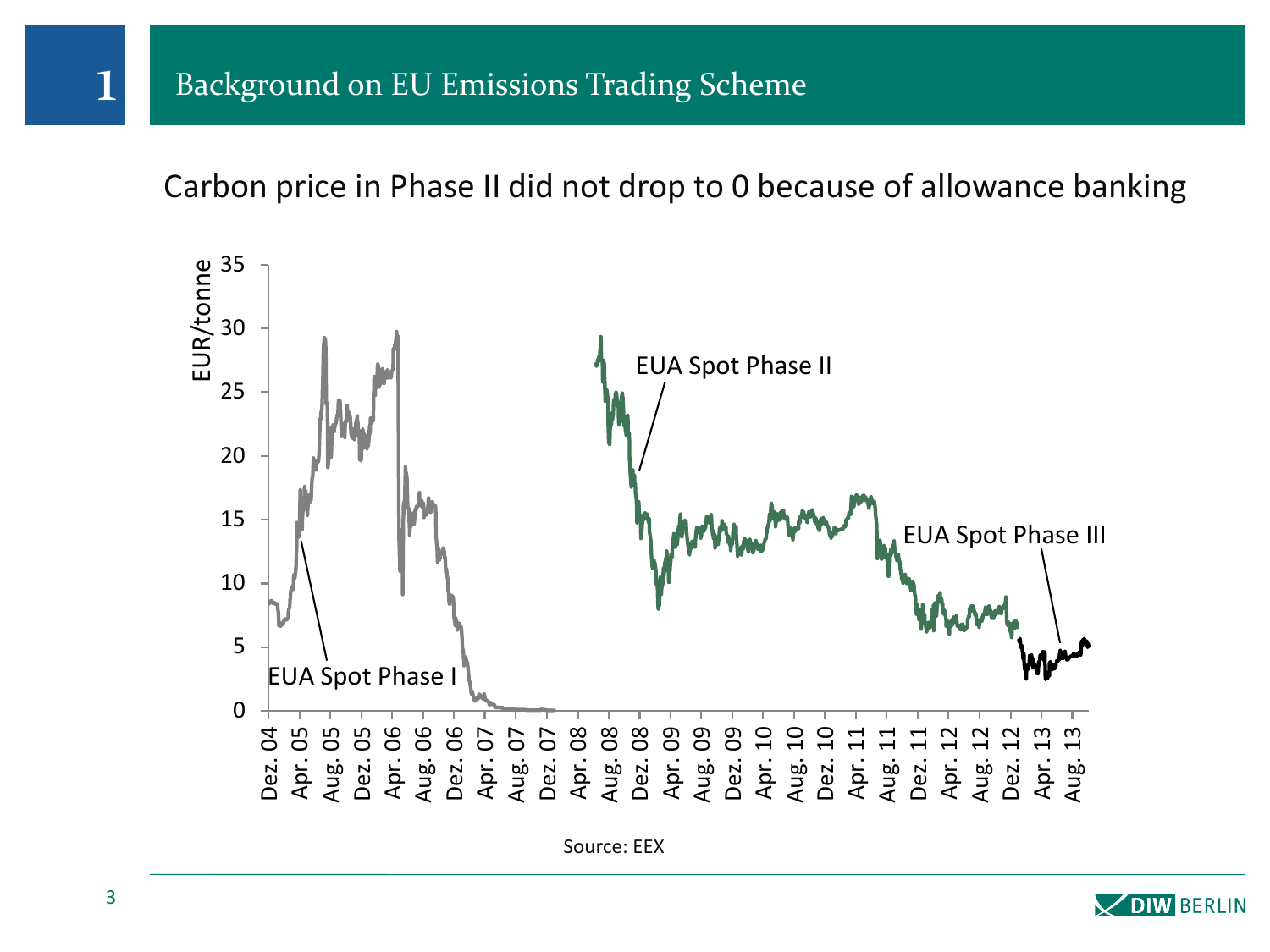# 1 Background on EU Emissions Trading Scheme

## Carbon price in Phase II did not drop to 0 because of allowance banking

EUR/tonne

35
30
25
20
15
10
5
0

EUA Spot Phase I

EUA Spot Phase II

EUA Spot Phase III

Dez. 04, Apr. 05, Aug. 05, Dez. 05, Apr. 06, Aug. 06, Dez. 06, Apr. 07, Aug. 07, Dez. 07, Apr. 08, Aug. 08, Dez. 08, Apr. 09, Aug. 09, Dez. 09, Apr. 10, Aug. 10, Dez. 10, Apr. 11, Aug. 11, Dez. 11, Apr. 12, Aug. 12, Dez. 12, Apr. 13, Aug. 13

Source: EEX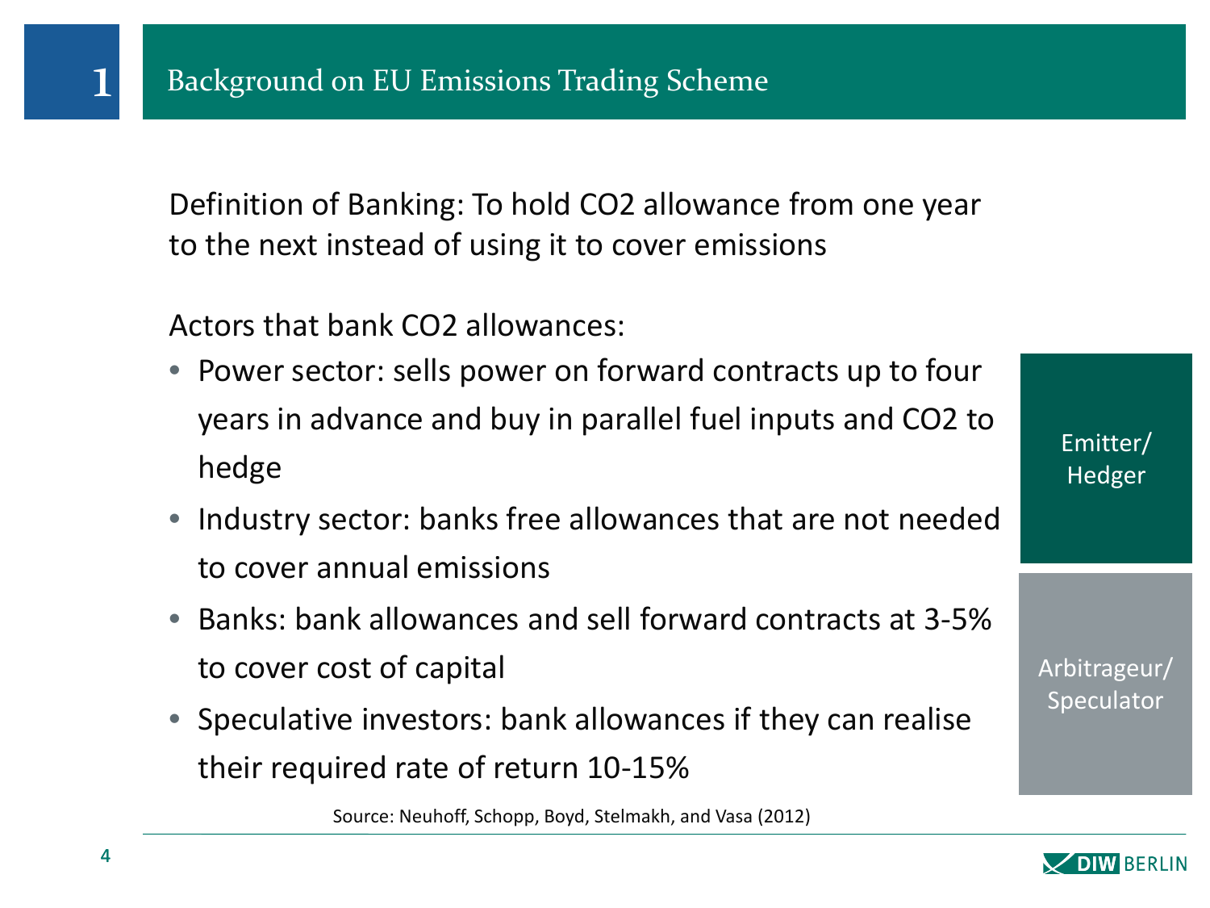# 1 Background on EU Emissions Trading Scheme

Definition of Banking: To hold CO2 allowance from one year to the next instead of using it to cover emissions

Actors that bank CO2 allowances:

- Power sector: sells power on forward contracts up to four years in advance and buy in parallel fuel inputs and CO2 to hedge
- Industry sector: banks free allowances that are not needed to cover annual emissions
- Banks: bank allowances and sell forward contracts at 3-5% to cover cost of capital
- Speculative investors: bank allowances if they can realise their required rate of return 10-15%

Emitter/ Hedger

Arbitrageur/ Speculator

Source: Neuhoff, Schopp, Boyd, Stelmakh, and Vasa (2012)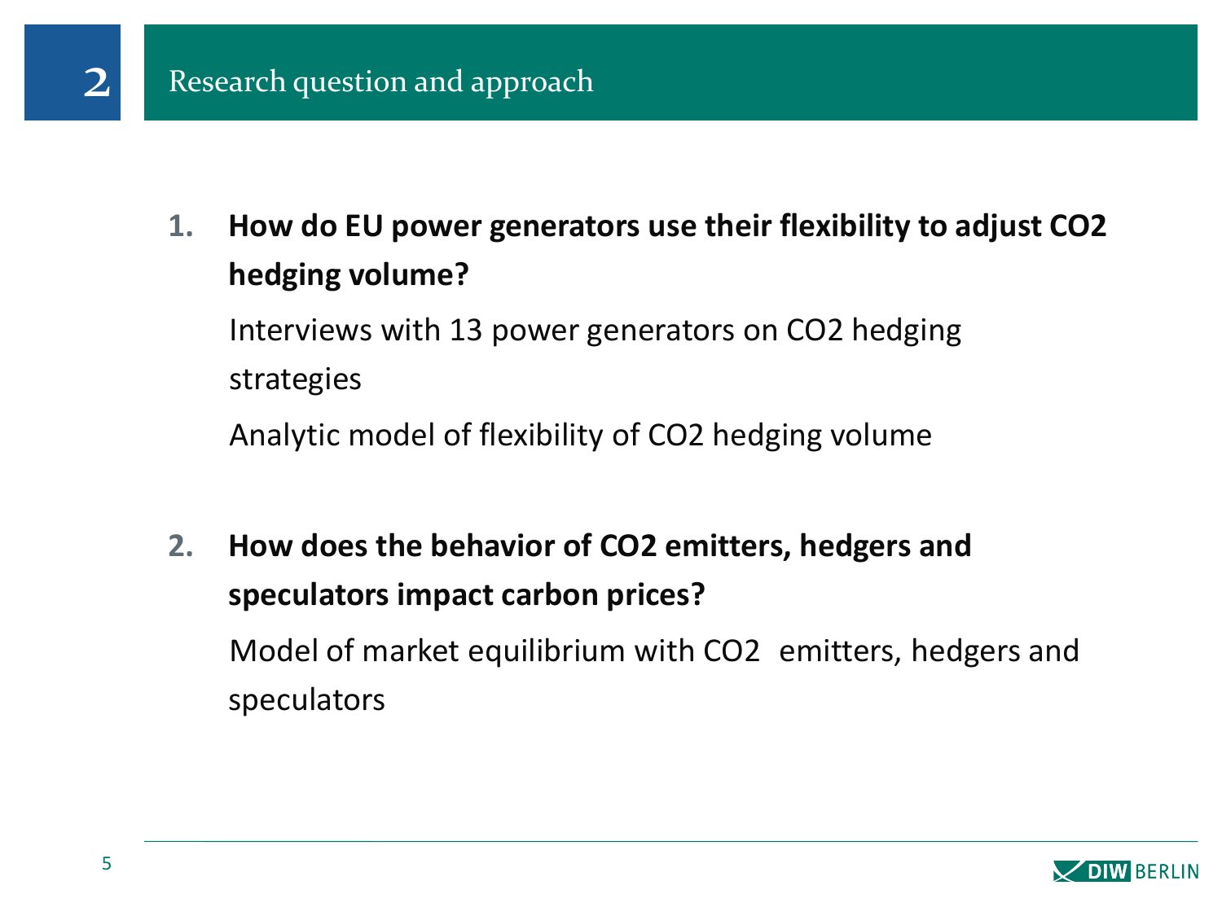## 2 Research question and approach

1. **How do EU power generators use their flexibility to adjust $CO_2$ hedging volume?**

   Interviews with 13 power generators on $CO_2$ hedging strategies

   Analytic model of flexibility of $CO_2$ hedging volume

2. **How does the behavior of $CO_2$ emitters, hedgers and speculators impact carbon prices?**

   Model of market equilibrium with $CO_2$ emitters, hedgers and speculators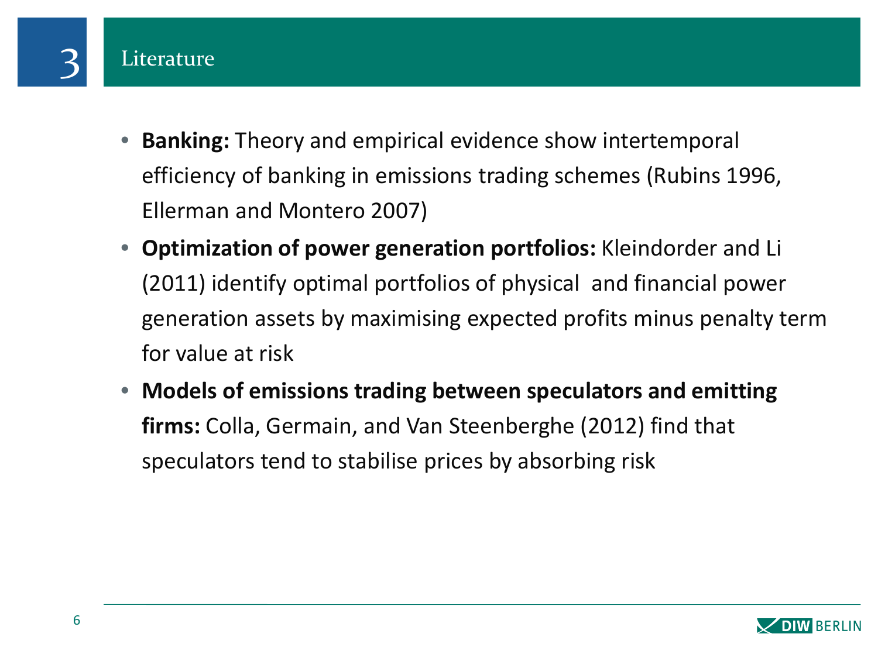## 3 Literature

- **Banking:** Theory and empirical evidence show intertemporal efficiency of banking in emissions trading schemes (Rubins 1996, Ellerman and Montero 2007)
- **Optimization of power generation portfolios:** Kleindorder and Li (2011) identify optimal portfolios of physical and financial power generation assets by maximising expected profits minus penalty term for value at risk
- **Models of emissions trading between speculators and emitting firms:** Colla, Germain, and Van Steenberghe (2012) find that speculators tend to stabilise prices by absorbing risk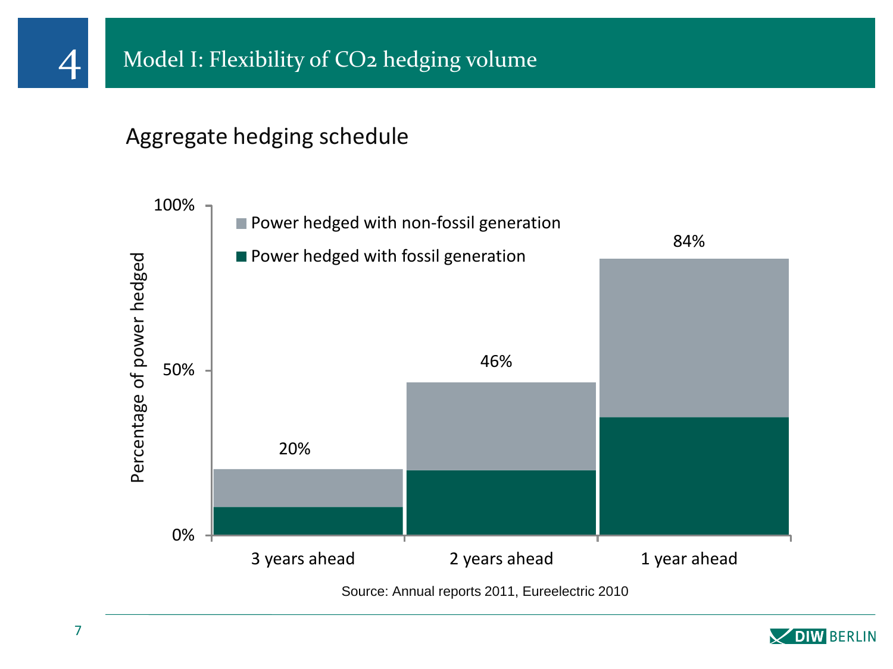# 4 Model I: Flexibility of $CO_2$ hedging volume

## Aggregate hedging schedule

Percentage of power hedged

- Power hedged with non-fossil generation
- Power hedged with fossil generation

| | 3 years ahead | 2 years ahead | 1 year ahead |
|---|---|---|---|
| Total | 20% | 46% | 84% |

Source: Annual reports 2011, Eureelectric 2010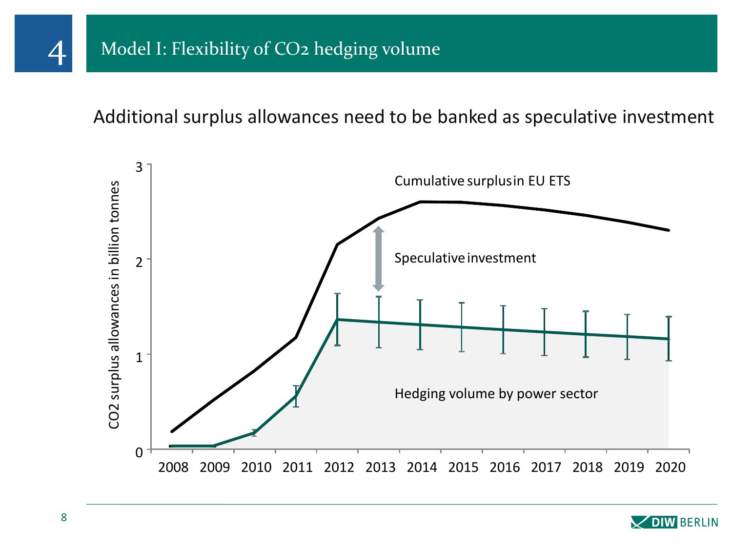# 4 Model I: Flexibility of $CO_2$ hedging volume

Additional surplus allowances need to be banked as speculative investment

CO2 surplus allowances in billion tonnes

Cumulative surplus in EU ETS

Speculative investment

Hedging volume by power sector

2008 2009 2010 2011 2012 2013 2014 2015 2016 2017 2018 2019 2020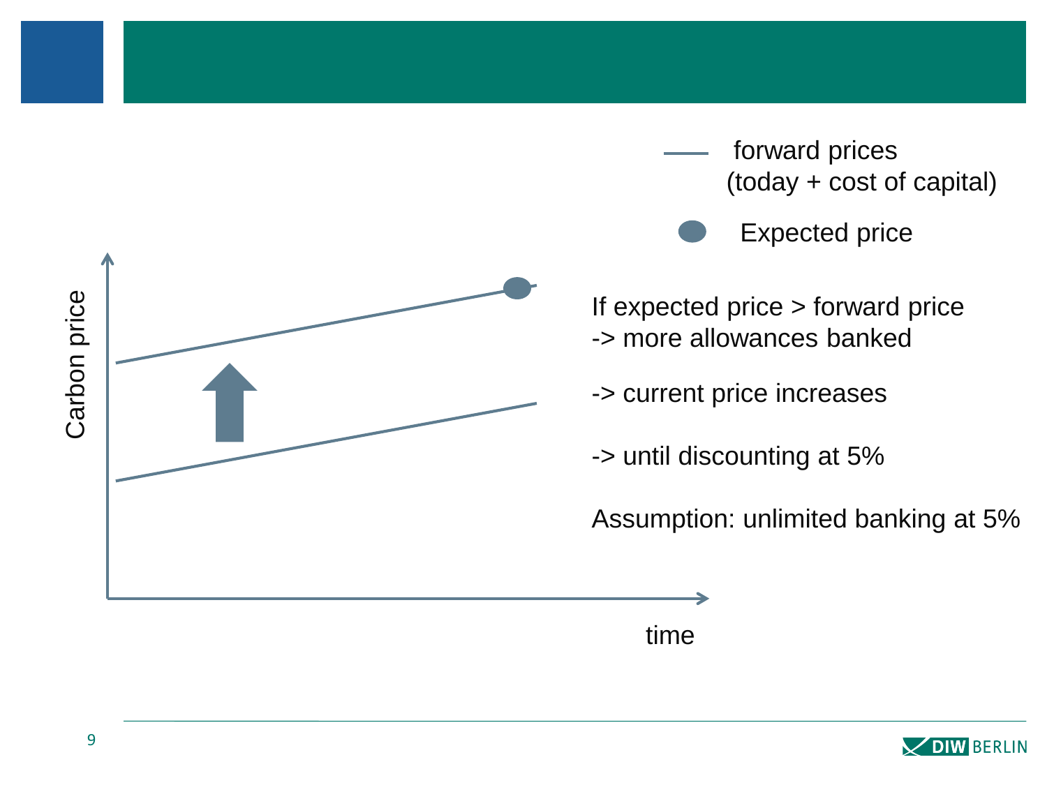Carbon price

time

— forward prices (today + cost of capital)

● Expected price

If expected price > forward price
-> more allowances banked

-> current price increases

-> until discounting at 5%

Assumption: unlimited banking at 5%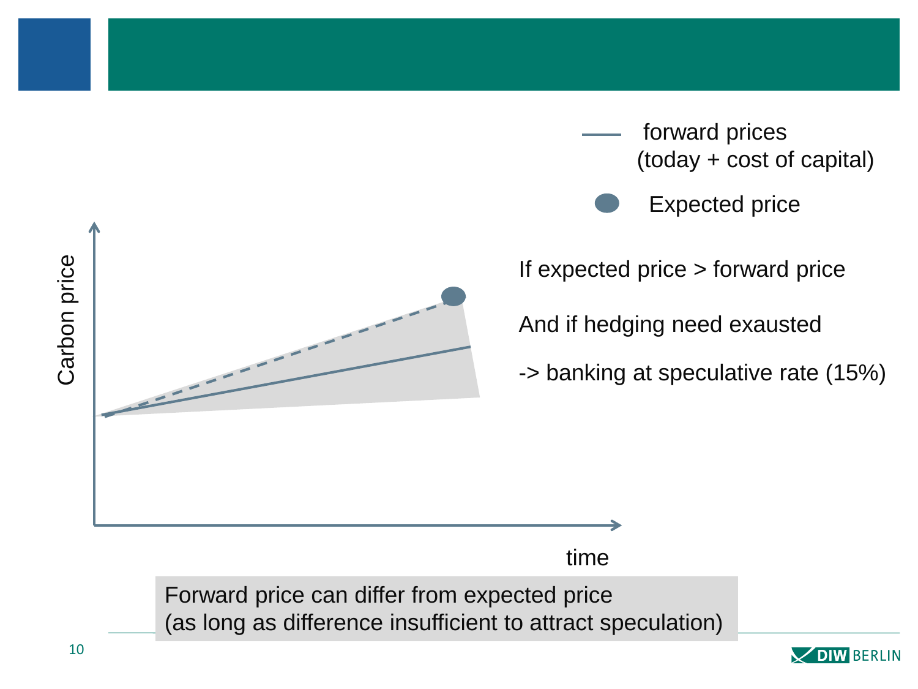forward prices (today + cost of capital)

Expected price

Carbon price

time

If expected price > forward price

And if hedging need exausted

-> banking at speculative rate (15%)

Forward price can differ from expected price
(as long as difference insufficient to attract speculation)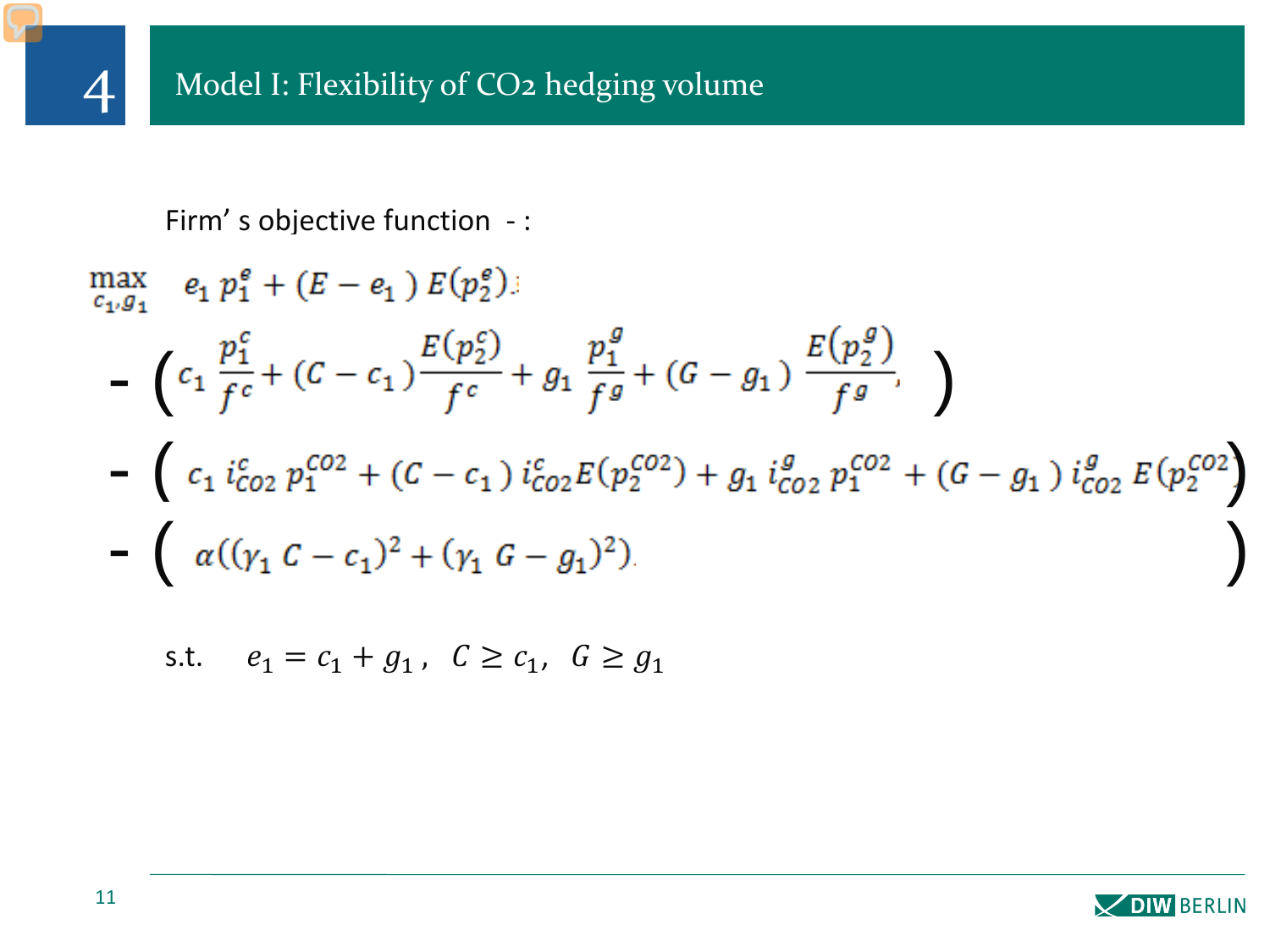# 4 Model I: Flexibility of CO2 hedging volume

Firm' s objective function - :

$$
\max_{c_1, g_1} \quad e_1\, p_1^e + (E - e_1)\, E(p_2^e)
$$

$$
- \left( c_1 \frac{p_1^c}{f^c} + (C - c_1) \frac{E(p_2^c)}{f^c} + g_1 \frac{p_1^g}{f^g} + (G - g_1) \frac{E(p_2^g)}{f^g} \right)
$$

$$
- \left( c_1\, i_{CO2}^c\, p_1^{CO2} + (C - c_1)\, i_{CO2}^c E(p_2^{CO2}) + g_1\, i_{CO2}^g\, p_1^{CO2} + (G - g_1)\, i_{CO2}^g\, E(p_2^{CO2}) \right)
$$

$$
- \left( \alpha((\gamma_1 C - c_1)^2 + (\gamma_1 G - g_1)^2) \right)
$$

s.t. $\quad e_1 = c_1 + g_1, \quad C \geq c_1, \quad G \geq g_1$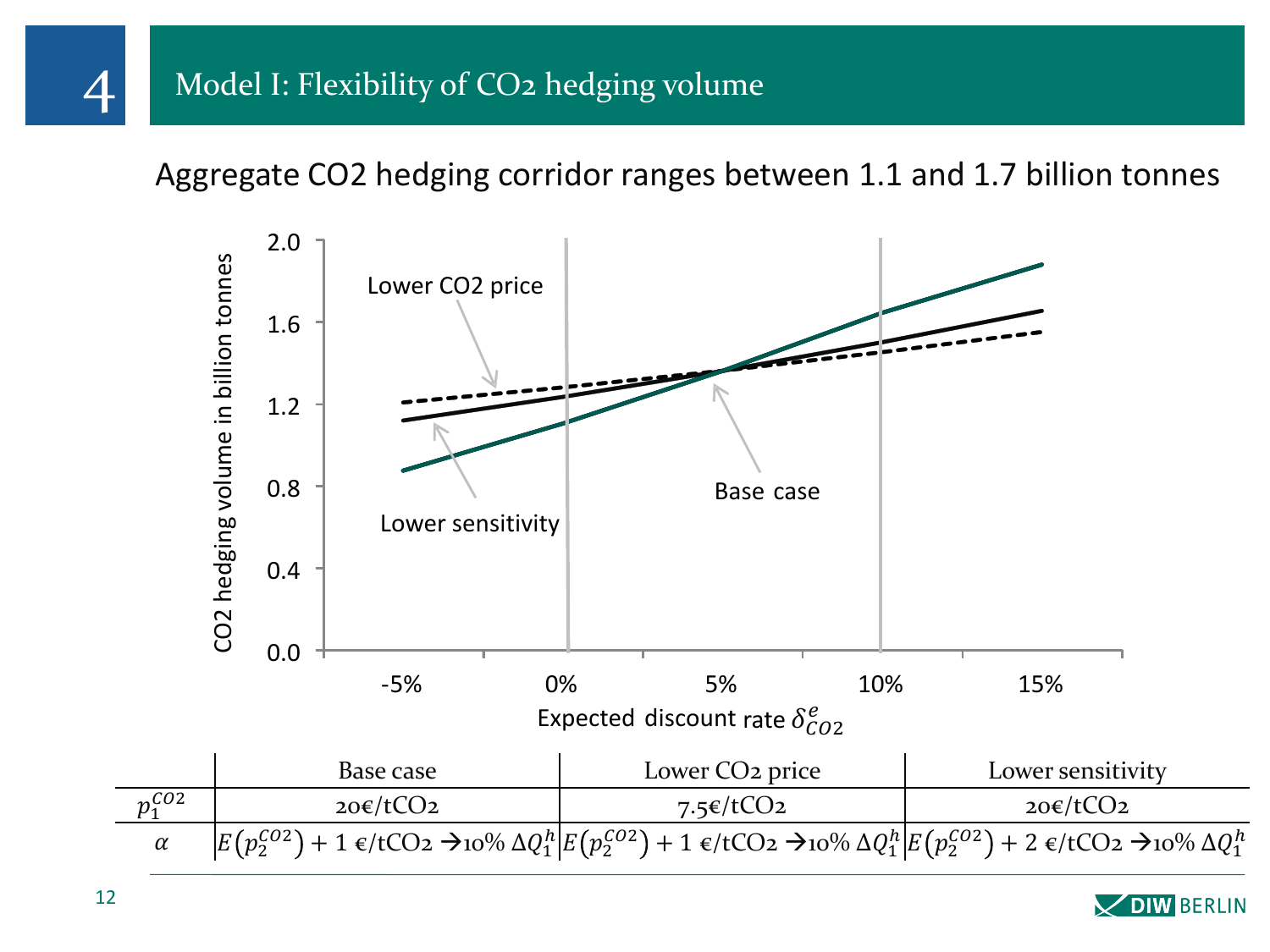# 4 Model I: Flexibility of $CO_2$ hedging volume

## Aggregate CO2 hedging corridor ranges between 1.1 and 1.7 billion tonnes

CO2 hedging volume in billion tonnes

2.0
1.6
1.2
0.8
0.4
0.0

-5% 0% 5% 10% 15%

Expected discount rate $\delta^{e}_{CO2}$

Lower CO2 price

Lower sensitivity

Base case

| | Base case | Lower $CO_2$ price | Lower sensitivity |
|---|---|---|---|
| $p_1^{CO2}$ | 20€/t$CO_2$ | 7.5€/t$CO_2$ | 20€/t$CO_2$ |
| $\alpha$ | $E(p_2^{CO2}) + 1$ €/t$CO_2$ → 10% $\Delta Q_1^h$ | $E(p_2^{CO2}) + 1$ €/t$CO_2$ → 10% $\Delta Q_1^h$ | $E(p_2^{CO2}) + 2$ €/t$CO_2$ → 10% $\Delta Q_1^h$ |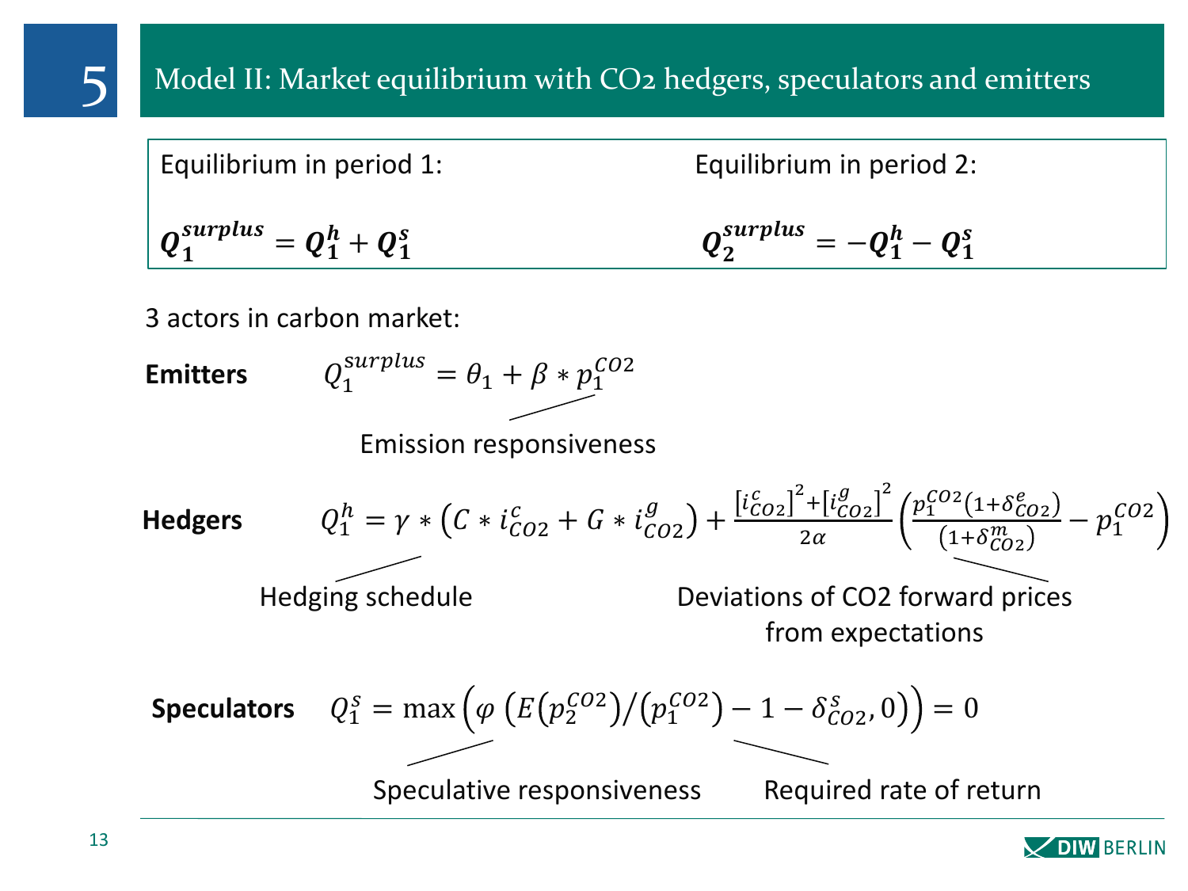# 5 Model II: Market equilibrium with CO2 hedgers, speculators and emitters

Equilibrium in period 1:

$$\boldsymbol{Q_1^{surplus} = Q_1^h + Q_1^s}$$

Equilibrium in period 2:

$$\boldsymbol{Q_2^{surplus} = -Q_1^h - Q_1^s}$$

3 actors in carbon market:

**Emitters**

$$Q_1^{surplus} = \theta_1 + \beta * p_1^{CO2}$$

Emission responsiveness

**Hedgers**

$$Q_1^h = \gamma * \left(C * i_{CO2}^c + G * i_{CO2}^g\right) + \frac{\left[i_{CO2}^c\right]^2 + \left[i_{CO2}^g\right]^2}{2\alpha}\left(\frac{p_1^{CO2}\left(1+\delta_{CO2}^e\right)}{\left(1+\delta_{CO2}^m\right)} - p_1^{CO2}\right)$$

Hedging schedule

Deviations of CO2 forward prices from expectations

**Speculators**

$$Q_1^s = \max\left(\varphi\ \left(E\left(p_2^{CO2}\right)/\left(p_1^{CO2}\right) - 1 - \delta_{CO2}^s, 0\right)\right) = 0$$

Speculative responsiveness

Required rate of return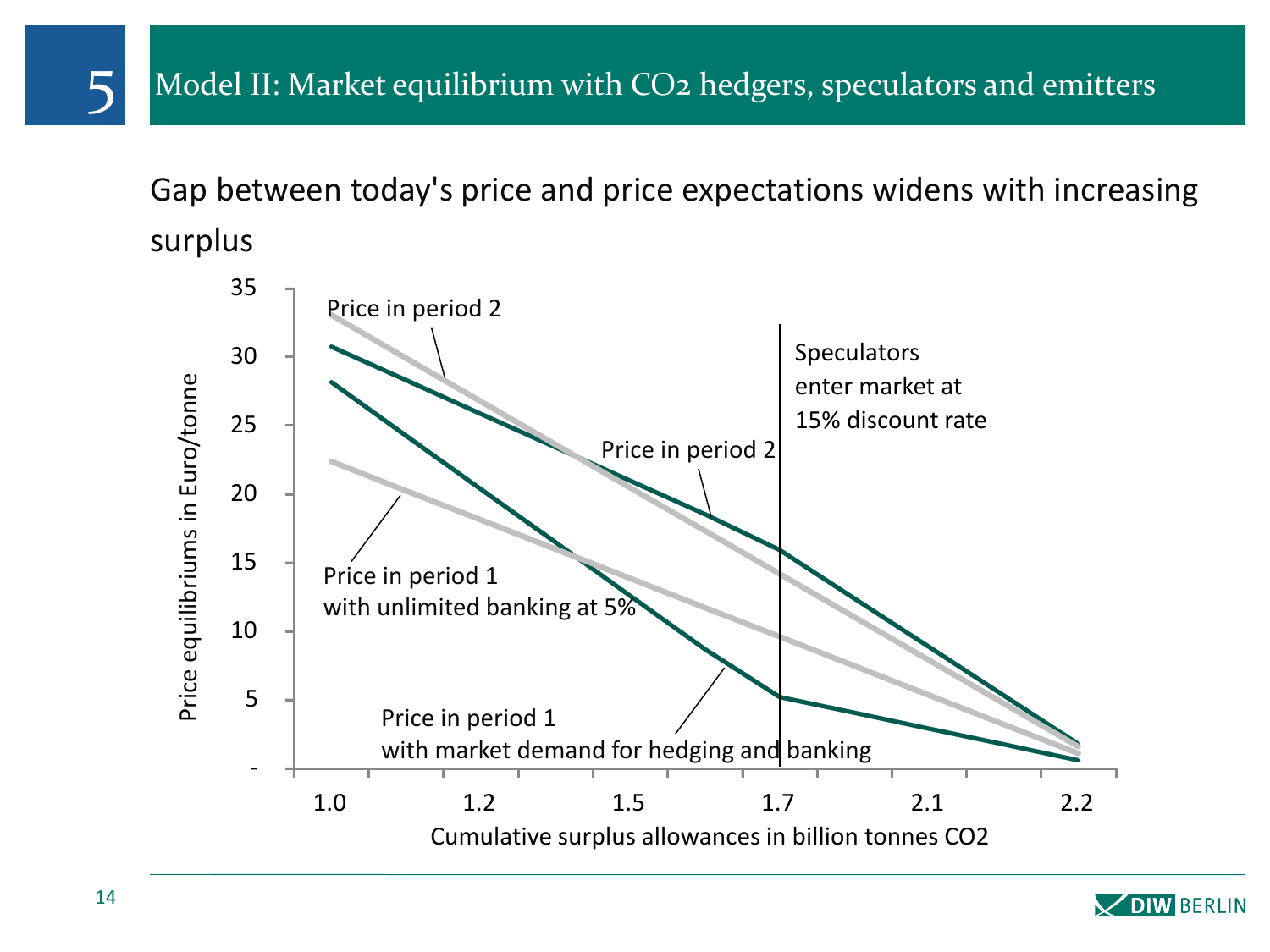# 5 Model II: Market equilibrium with $CO_2$ hedgers, speculators and emitters

Gap between today's price and price expectations widens with increasing surplus

Price equilibriums in Euro/tonne

Price in period 2

Price in period 2

Speculators enter market at 15% discount rate

Price in period 1 with unlimited banking at 5%

Price in period 1 with market demand for hedging and banking

Cumulative surplus allowances in billion tonnes CO2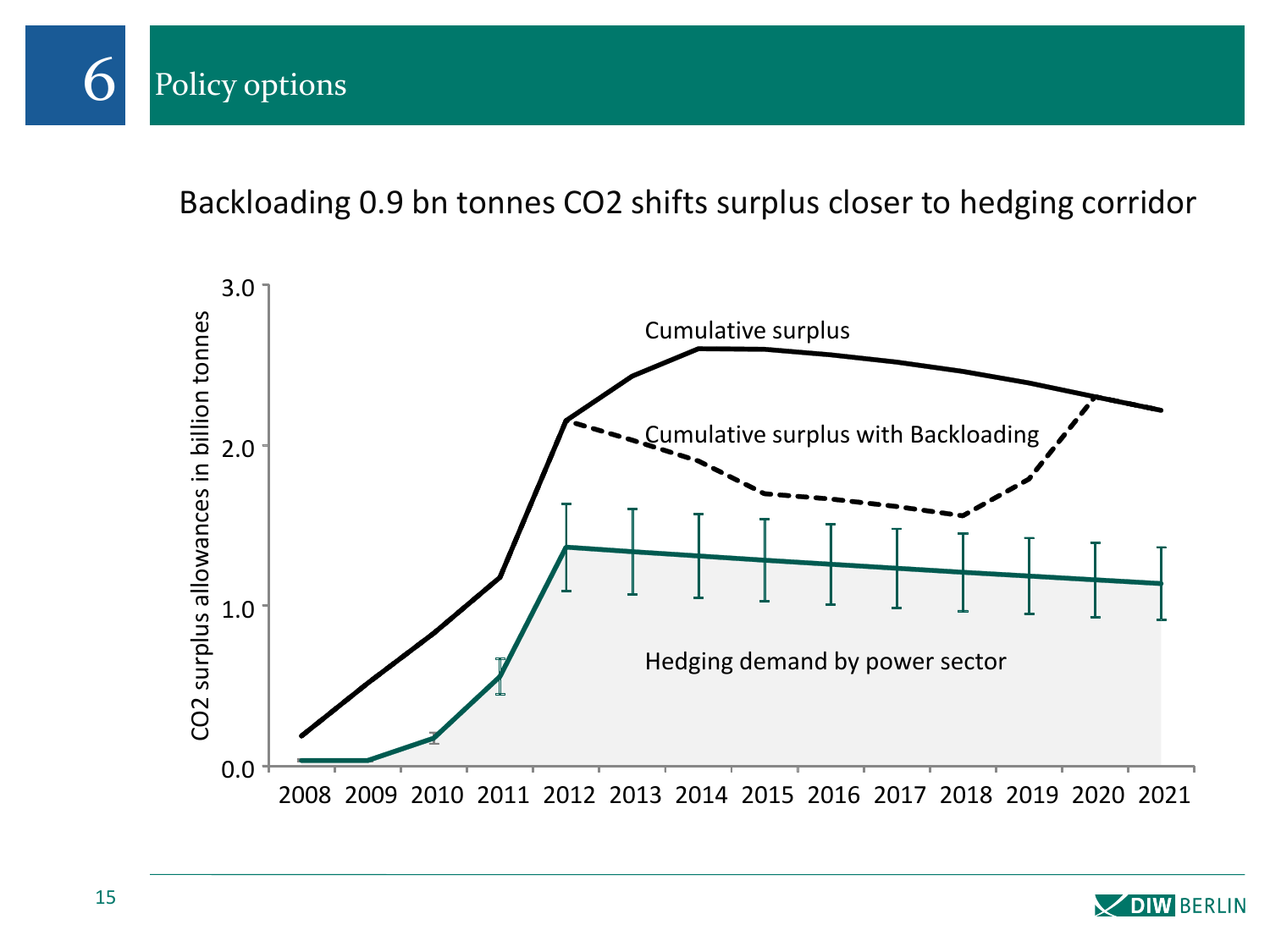# 6 Policy options

## Backloading 0.9 bn tonnes CO2 shifts surplus closer to hedging corridor

CO2 surplus allowances in billion tonnes

3.0
2.0
1.0
0.0

Cumulative surplus

Cumulative surplus with Backloading

Hedging demand by power sector

2008 2009 2010 2011 2012 2013 2014 2015 2016 2017 2018 2019 2020 2021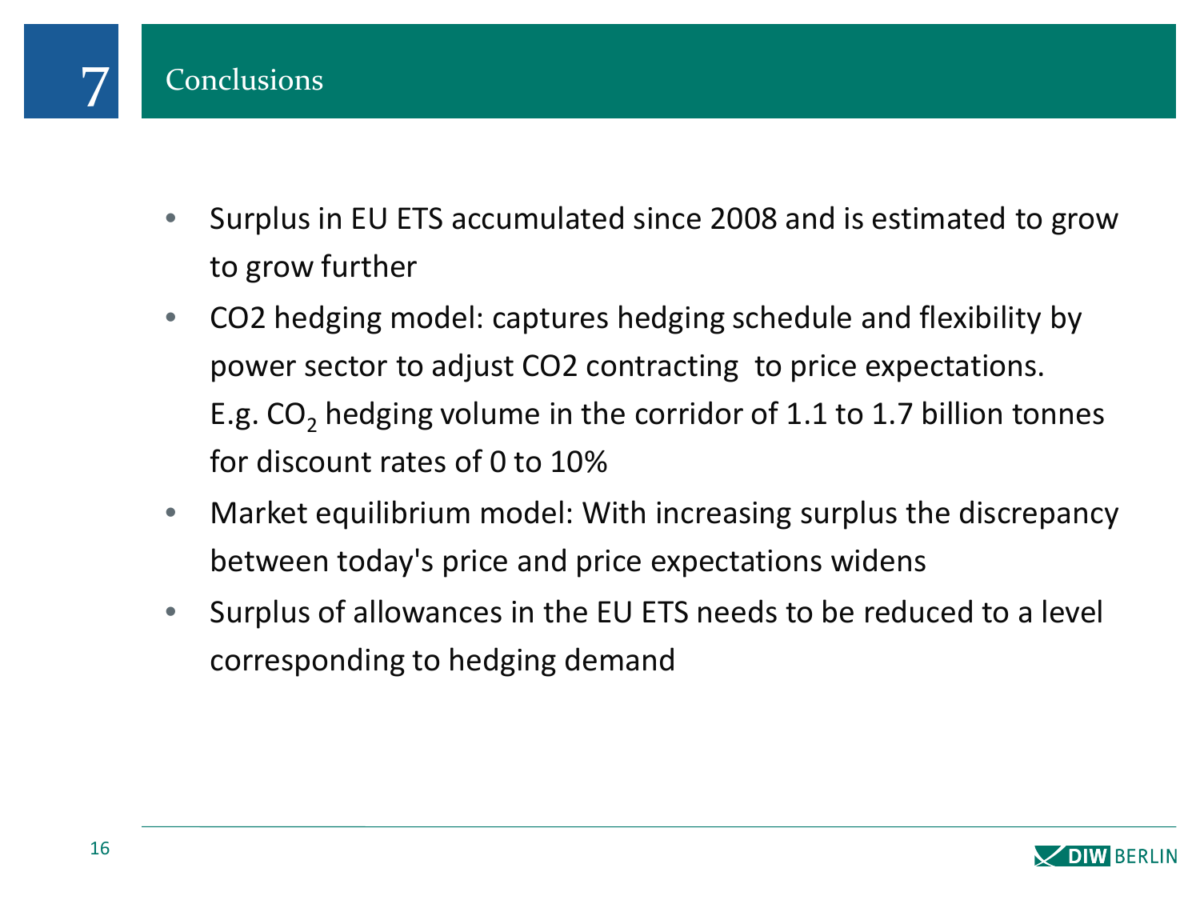# 7 Conclusions

- Surplus in EU ETS accumulated since 2008 and is estimated to grow to grow further
- CO2 hedging model: captures hedging schedule and flexibility by power sector to adjust CO2 contracting to price expectations. E.g. $CO_2$ hedging volume in the corridor of 1.1 to 1.7 billion tonnes for discount rates of 0 to 10%
- Market equilibrium model: With increasing surplus the discrepancy between today's price and price expectations widens
- Surplus of allowances in the EU ETS needs to be reduced to a level corresponding to hedging demand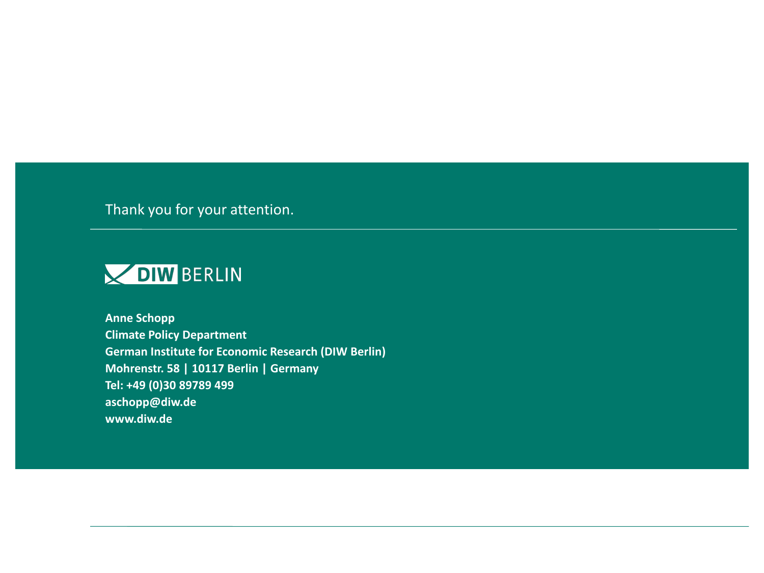Thank you for your attention.

DIW BERLIN

**Anne Schopp**
**Climate Policy Department**
**German Institute for Economic Research (DIW Berlin)**
**Mohrenstr. 58 | 10117 Berlin | Germany**
**Tel: +49 (0)30 89789 499**
**aschopp@diw.de**
**www.diw.de**